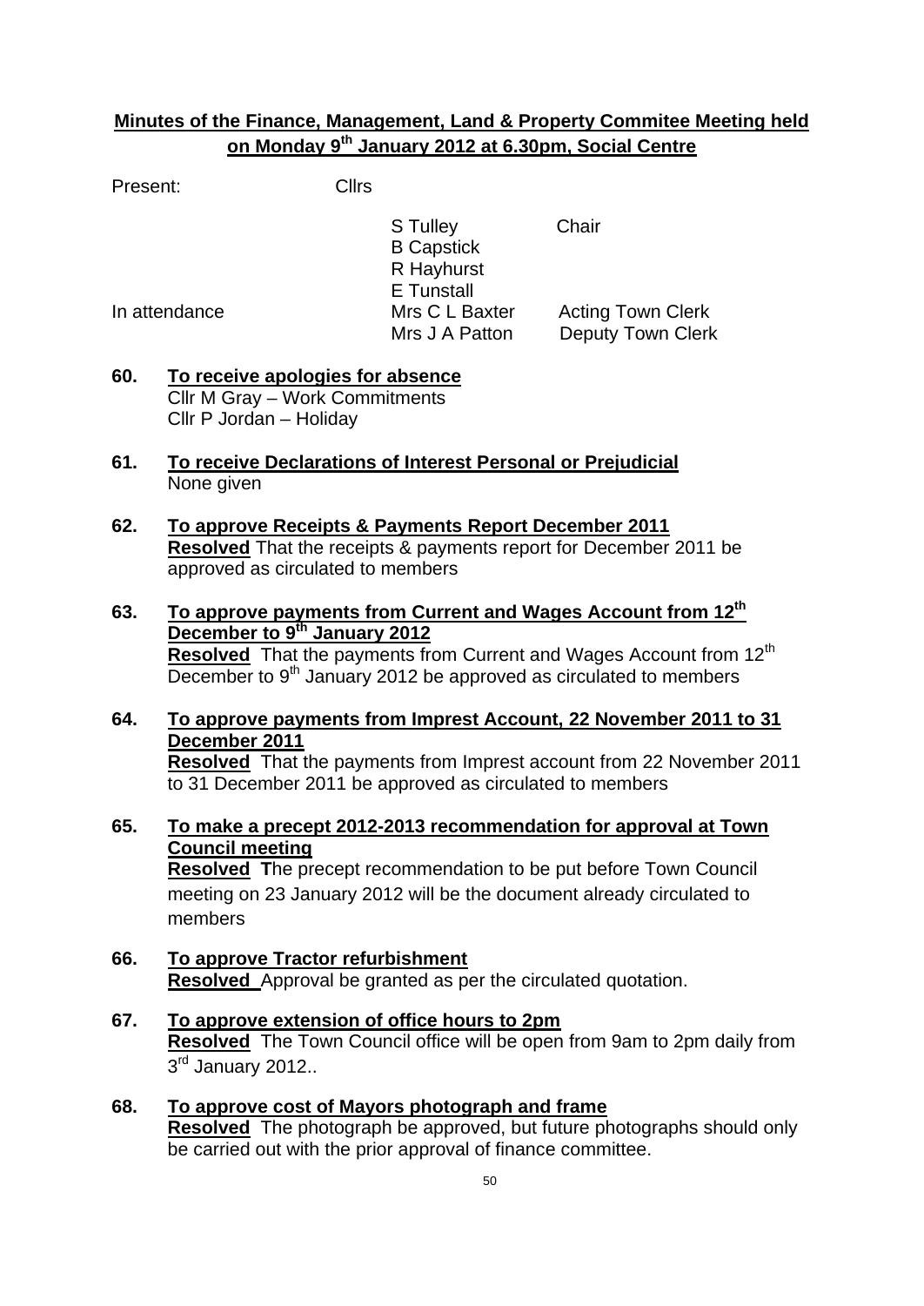**Minutes of the Finance, Management, Land & Property Commitee Meeting held on Monday 9th January 2012 at 6.30pm, Social Centre**

| | | |
|---|---|---|
| Present: | Cllrs | |
| | S Tulley | Chair |
| | B Capstick | |
| | R Hayhurst | |
| | E Tunstall | |
| In attendance | Mrs C L Baxter | Acting Town Clerk |
| | Mrs J A Patton | Deputy Town Clerk |

**60. To receive apologies for absence**
Cllr M Gray – Work Commitments
Cllr P Jordan – Holiday

**61. To receive Declarations of Interest Personal or Prejudicial**
None given

**62. To approve Receipts & Payments Report December 2011**
**Resolved** That the receipts & payments report for December 2011 be approved as circulated to members

**63. To approve payments from Current and Wages Account from 12th December to 9th January 2012**
**Resolved** That the payments from Current and Wages Account from 12th December to 9th January 2012 be approved as circulated to members

**64. To approve payments from Imprest Account, 22 November 2011 to 31 December 2011**
**Resolved** That the payments from Imprest account from 22 November 2011 to 31 December 2011 be approved as circulated to members

**65. To make a precept 2012-2013 recommendation for approval at Town Council meeting**
**Resolved** **T**he precept recommendation to be put before Town Council meeting on 23 January 2012 will be the document already circulated to members

**66. To approve Tractor refurbishment**
**Resolved** Approval be granted as per the circulated quotation.

**67. To approve extension of office hours to 2pm**
**Resolved** The Town Council office will be open from 9am to 2pm daily from 3rd January 2012..

**68. To approve cost of Mayors photograph and frame**
**Resolved** The photograph be approved, but future photographs should only be carried out with the prior approval of finance committee.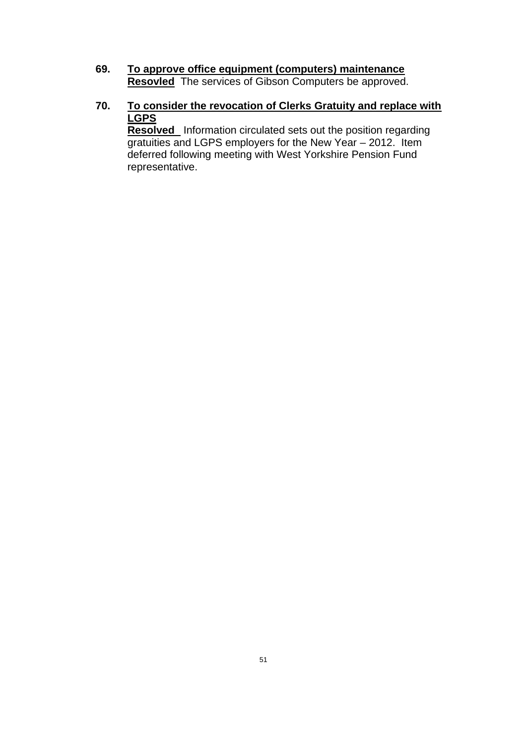**69. To approve office equipment (computers) maintenance**

**Resovled** The services of Gibson Computers be approved.

**70. To consider the revocation of Clerks Gratuity and replace with LGPS**

**Resolved** Information circulated sets out the position regarding gratuities and LGPS employers for the New Year – 2012. Item deferred following meeting with West Yorkshire Pension Fund representative.